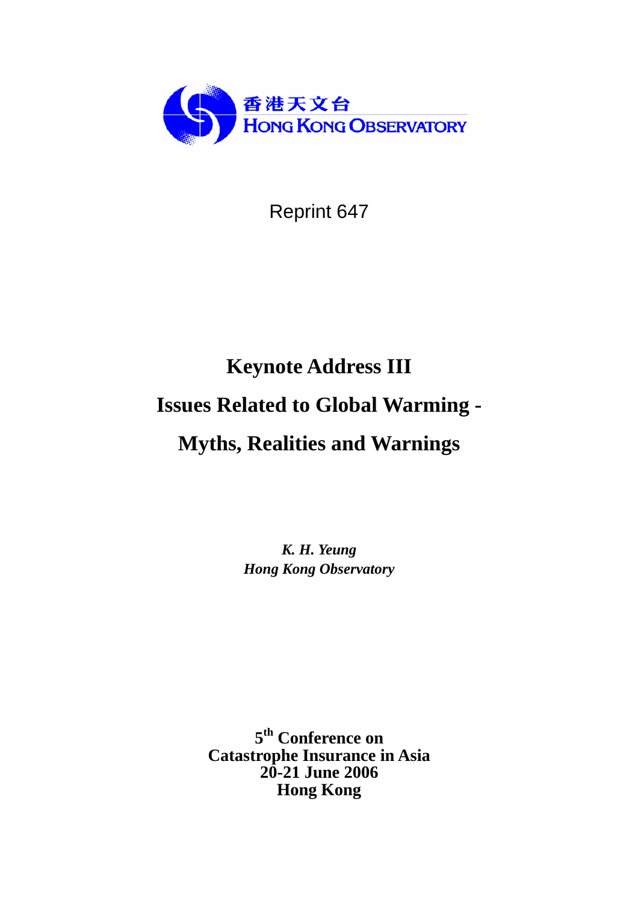香港天文台
HONG KONG OBSERVATORY

Reprint 647

# Keynote Address III

# Issues Related to Global Warming - Myths, Realities and Warnings

*K. H. Yeung*
*Hong Kong Observatory*

**5th Conference on**
**Catastrophe Insurance in Asia**
**20-21 June 2006**
**Hong Kong**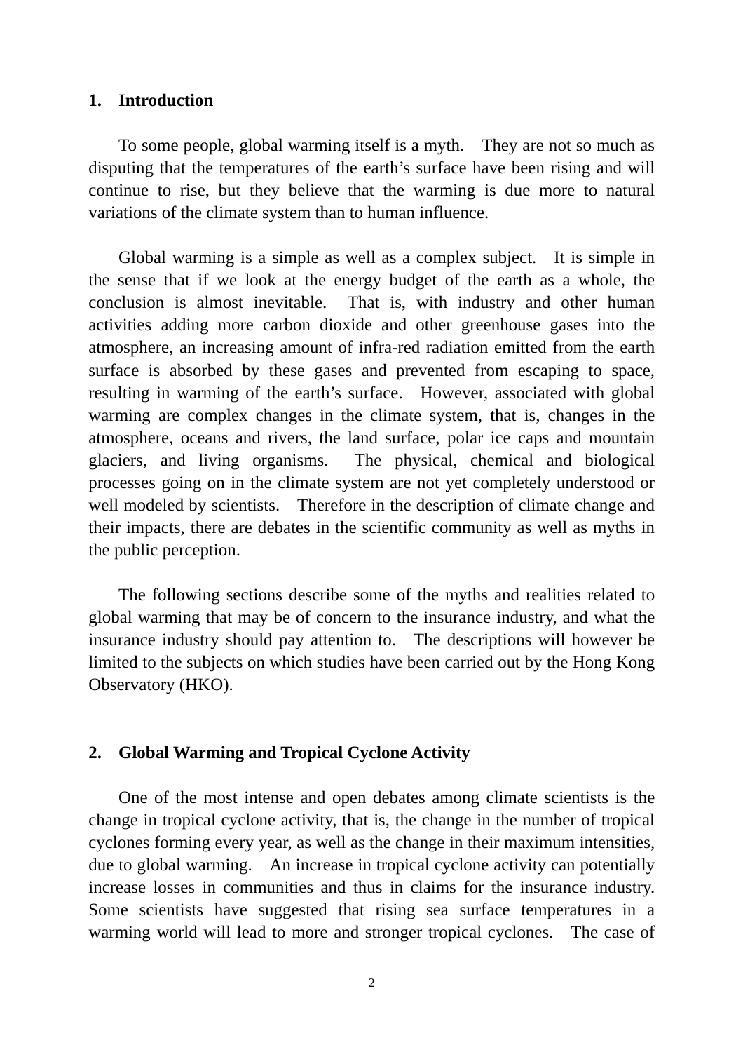## 1. Introduction

To some people, global warming itself is a myth. They are not so much as disputing that the temperatures of the earth's surface have been rising and will continue to rise, but they believe that the warming is due more to natural variations of the climate system than to human influence.

Global warming is a simple as well as a complex subject. It is simple in the sense that if we look at the energy budget of the earth as a whole, the conclusion is almost inevitable. That is, with industry and other human activities adding more carbon dioxide and other greenhouse gases into the atmosphere, an increasing amount of infra-red radiation emitted from the earth surface is absorbed by these gases and prevented from escaping to space, resulting in warming of the earth's surface. However, associated with global warming are complex changes in the climate system, that is, changes in the atmosphere, oceans and rivers, the land surface, polar ice caps and mountain glaciers, and living organisms. The physical, chemical and biological processes going on in the climate system are not yet completely understood or well modeled by scientists. Therefore in the description of climate change and their impacts, there are debates in the scientific community as well as myths in the public perception.

The following sections describe some of the myths and realities related to global warming that may be of concern to the insurance industry, and what the insurance industry should pay attention to. The descriptions will however be limited to the subjects on which studies have been carried out by the Hong Kong Observatory (HKO).

## 2. Global Warming and Tropical Cyclone Activity

One of the most intense and open debates among climate scientists is the change in tropical cyclone activity, that is, the change in the number of tropical cyclones forming every year, as well as the change in their maximum intensities, due to global warming. An increase in tropical cyclone activity can potentially increase losses in communities and thus in claims for the insurance industry. Some scientists have suggested that rising sea surface temperatures in a warming world will lead to more and stronger tropical cyclones. The case of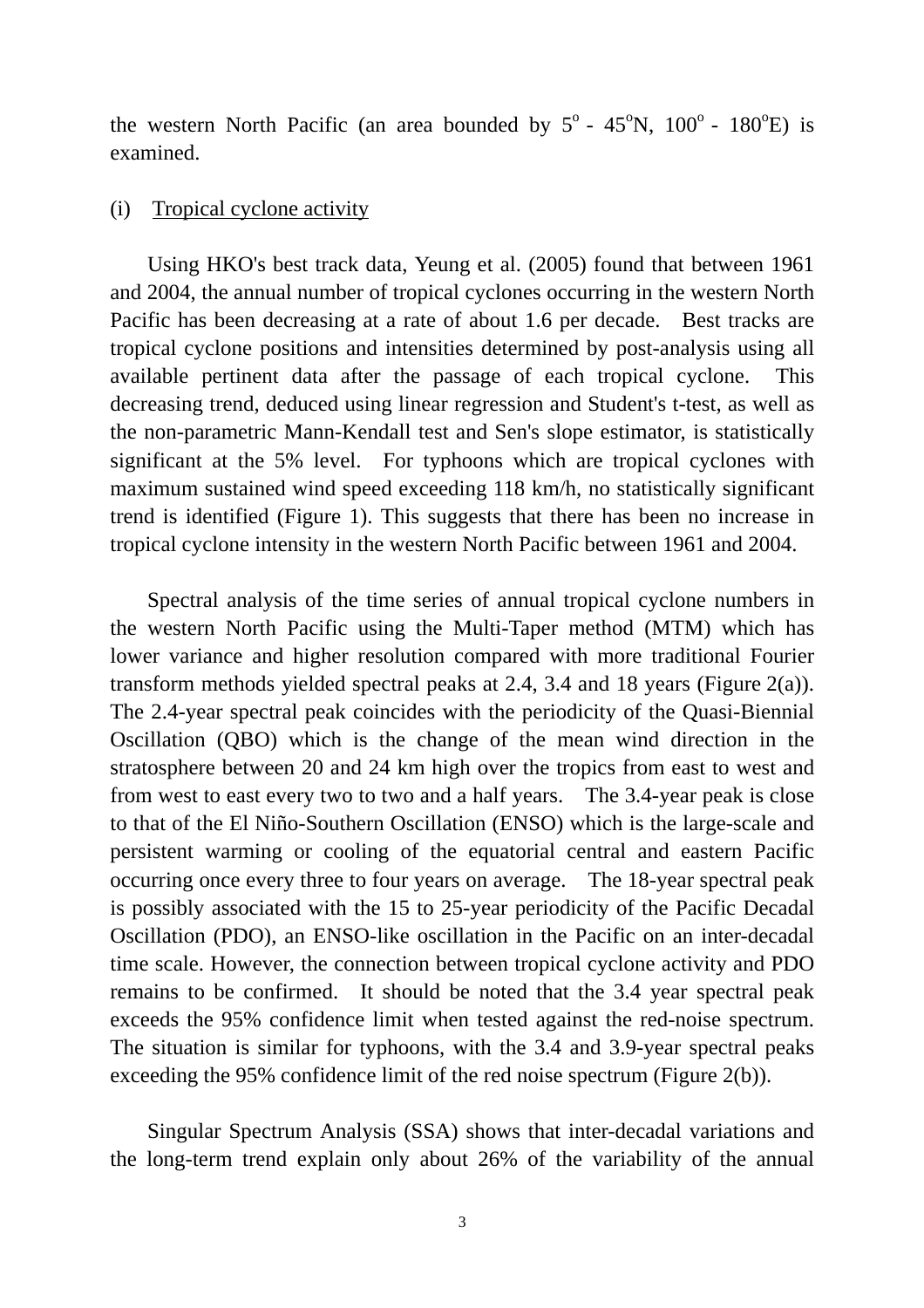the western North Pacific (an area bounded by 5$^o$ - 45$^o$N, 100$^o$ - 180$^o$E) is examined.

(i) Tropical cyclone activity

Using HKO's best track data, Yeung et al. (2005) found that between 1961 and 2004, the annual number of tropical cyclones occurring in the western North Pacific has been decreasing at a rate of about 1.6 per decade. Best tracks are tropical cyclone positions and intensities determined by post-analysis using all available pertinent data after the passage of each tropical cyclone. This decreasing trend, deduced using linear regression and Student's t-test, as well as the non-parametric Mann-Kendall test and Sen's slope estimator, is statistically significant at the 5% level. For typhoons which are tropical cyclones with maximum sustained wind speed exceeding 118 km/h, no statistically significant trend is identified (Figure 1). This suggests that there has been no increase in tropical cyclone intensity in the western North Pacific between 1961 and 2004.

Spectral analysis of the time series of annual tropical cyclone numbers in the western North Pacific using the Multi-Taper method (MTM) which has lower variance and higher resolution compared with more traditional Fourier transform methods yielded spectral peaks at 2.4, 3.4 and 18 years (Figure 2(a)). The 2.4-year spectral peak coincides with the periodicity of the Quasi-Biennial Oscillation (QBO) which is the change of the mean wind direction in the stratosphere between 20 and 24 km high over the tropics from east to west and from west to east every two to two and a half years. The 3.4-year peak is close to that of the El Niño-Southern Oscillation (ENSO) which is the large-scale and persistent warming or cooling of the equatorial central and eastern Pacific occurring once every three to four years on average. The 18-year spectral peak is possibly associated with the 15 to 25-year periodicity of the Pacific Decadal Oscillation (PDO), an ENSO-like oscillation in the Pacific on an inter-decadal time scale. However, the connection between tropical cyclone activity and PDO remains to be confirmed. It should be noted that the 3.4 year spectral peak exceeds the 95% confidence limit when tested against the red-noise spectrum. The situation is similar for typhoons, with the 3.4 and 3.9-year spectral peaks exceeding the 95% confidence limit of the red noise spectrum (Figure 2(b)).

Singular Spectrum Analysis (SSA) shows that inter-decadal variations and the long-term trend explain only about 26% of the variability of the annual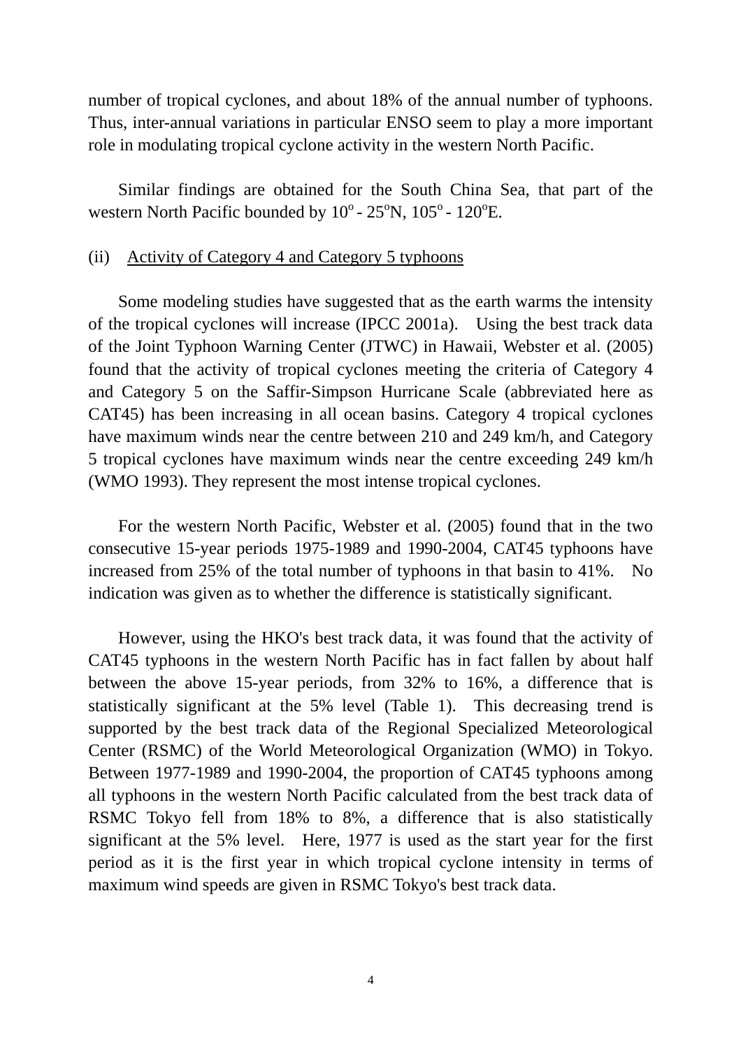number of tropical cyclones, and about 18% of the annual number of typhoons. Thus, inter-annual variations in particular ENSO seem to play a more important role in modulating tropical cyclone activity in the western North Pacific.

Similar findings are obtained for the South China Sea, that part of the western North Pacific bounded by $10^{o}$ - $25^{o}$N, $105^{o}$ - $120^{o}$E.

(ii) Activity of Category 4 and Category 5 typhoons

Some modeling studies have suggested that as the earth warms the intensity of the tropical cyclones will increase (IPCC 2001a). Using the best track data of the Joint Typhoon Warning Center (JTWC) in Hawaii, Webster et al. (2005) found that the activity of tropical cyclones meeting the criteria of Category 4 and Category 5 on the Saffir-Simpson Hurricane Scale (abbreviated here as CAT45) has been increasing in all ocean basins. Category 4 tropical cyclones have maximum winds near the centre between 210 and 249 km/h, and Category 5 tropical cyclones have maximum winds near the centre exceeding 249 km/h (WMO 1993). They represent the most intense tropical cyclones.

For the western North Pacific, Webster et al. (2005) found that in the two consecutive 15-year periods 1975-1989 and 1990-2004, CAT45 typhoons have increased from 25% of the total number of typhoons in that basin to 41%. No indication was given as to whether the difference is statistically significant.

However, using the HKO's best track data, it was found that the activity of CAT45 typhoons in the western North Pacific has in fact fallen by about half between the above 15-year periods, from 32% to 16%, a difference that is statistically significant at the 5% level (Table 1). This decreasing trend is supported by the best track data of the Regional Specialized Meteorological Center (RSMC) of the World Meteorological Organization (WMO) in Tokyo. Between 1977-1989 and 1990-2004, the proportion of CAT45 typhoons among all typhoons in the western North Pacific calculated from the best track data of RSMC Tokyo fell from 18% to 8%, a difference that is also statistically significant at the 5% level. Here, 1977 is used as the start year for the first period as it is the first year in which tropical cyclone intensity in terms of maximum wind speeds are given in RSMC Tokyo's best track data.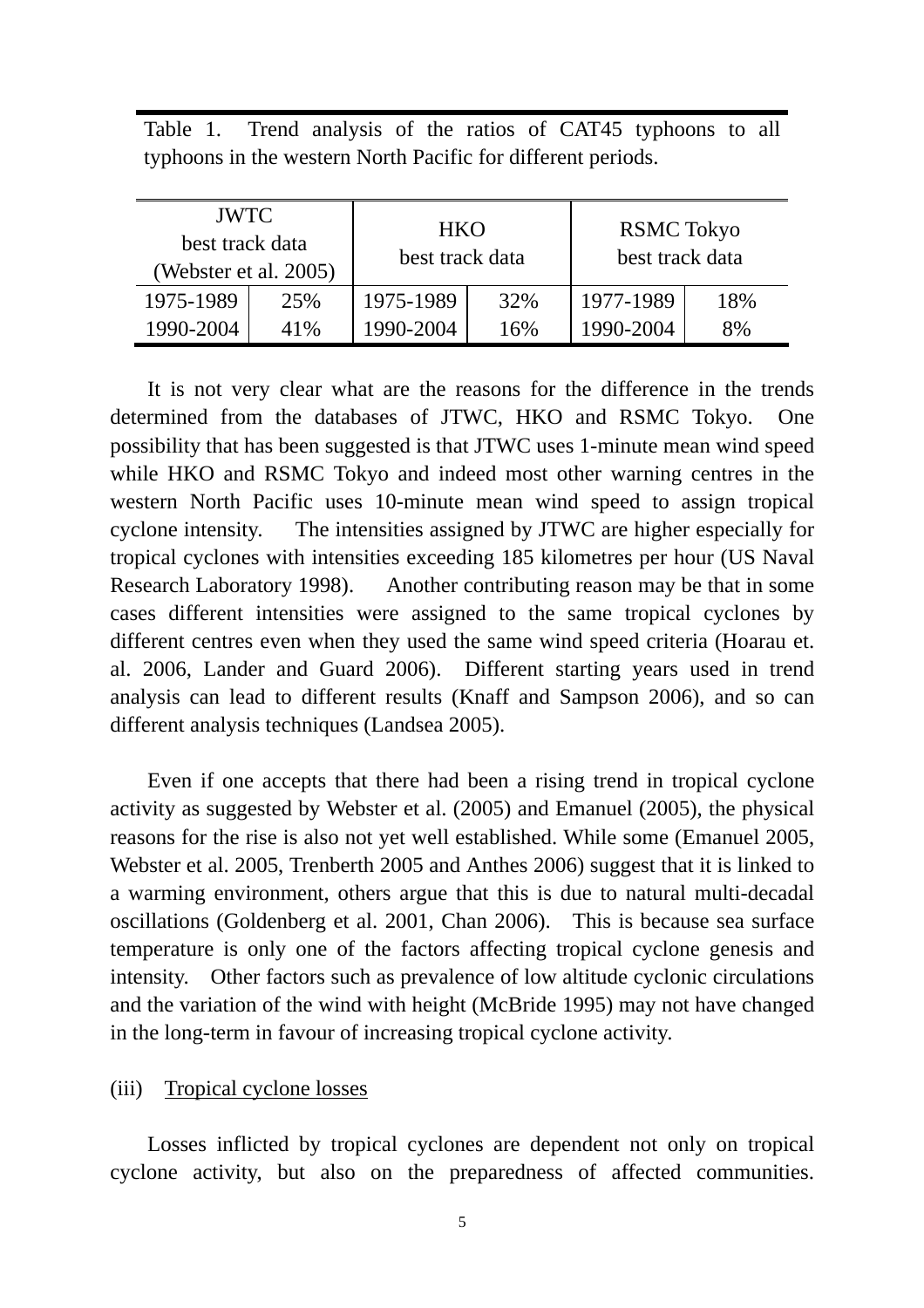Table 1. Trend analysis of the ratios of CAT45 typhoons to all typhoons in the western North Pacific for different periods.

| JWTC best track data (Webster et al. 2005) | | HKO best track data | | RSMC Tokyo best track data | |
|---|---|---|---|---|---|
| 1975-1989 | 25% | 1975-1989 | 32% | 1977-1989 | 18% |
| 1990-2004 | 41% | 1990-2004 | 16% | 1990-2004 | 8% |

It is not very clear what are the reasons for the difference in the trends determined from the databases of JTWC, HKO and RSMC Tokyo. One possibility that has been suggested is that JTWC uses 1-minute mean wind speed while HKO and RSMC Tokyo and indeed most other warning centres in the western North Pacific uses 10-minute mean wind speed to assign tropical cyclone intensity. The intensities assigned by JTWC are higher especially for tropical cyclones with intensities exceeding 185 kilometres per hour (US Naval Research Laboratory 1998). Another contributing reason may be that in some cases different intensities were assigned to the same tropical cyclones by different centres even when they used the same wind speed criteria (Hoarau et. al. 2006, Lander and Guard 2006). Different starting years used in trend analysis can lead to different results (Knaff and Sampson 2006), and so can different analysis techniques (Landsea 2005).

Even if one accepts that there had been a rising trend in tropical cyclone activity as suggested by Webster et al. (2005) and Emanuel (2005), the physical reasons for the rise is also not yet well established. While some (Emanuel 2005, Webster et al. 2005, Trenberth 2005 and Anthes 2006) suggest that it is linked to a warming environment, others argue that this is due to natural multi-decadal oscillations (Goldenberg et al. 2001, Chan 2006). This is because sea surface temperature is only one of the factors affecting tropical cyclone genesis and intensity. Other factors such as prevalence of low altitude cyclonic circulations and the variation of the wind with height (McBride 1995) may not have changed in the long-term in favour of increasing tropical cyclone activity.

(iii) Tropical cyclone losses

Losses inflicted by tropical cyclones are dependent not only on tropical cyclone activity, but also on the preparedness of affected communities.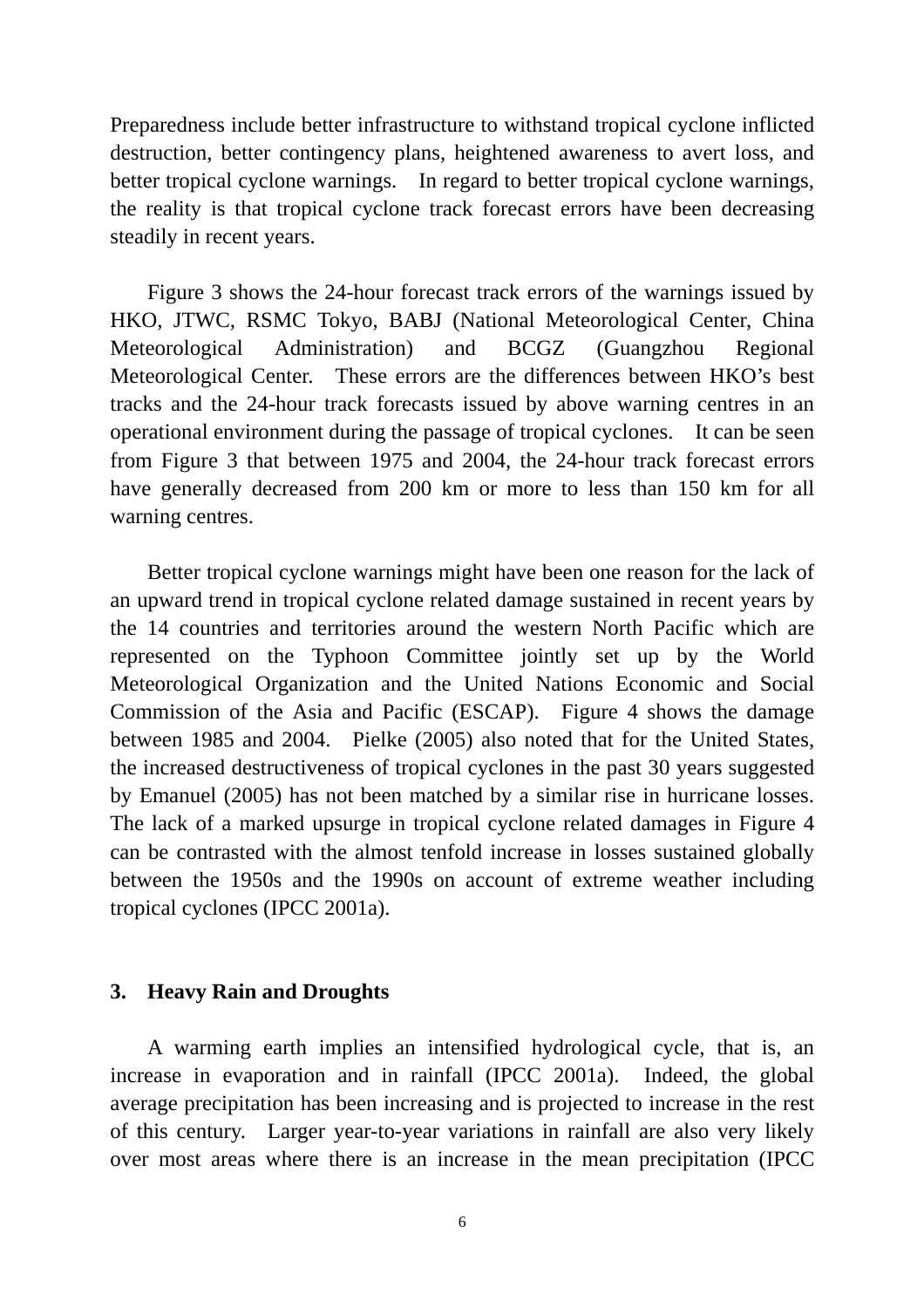Preparedness include better infrastructure to withstand tropical cyclone inflicted destruction, better contingency plans, heightened awareness to avert loss, and better tropical cyclone warnings. In regard to better tropical cyclone warnings, the reality is that tropical cyclone track forecast errors have been decreasing steadily in recent years.

Figure 3 shows the 24-hour forecast track errors of the warnings issued by HKO, JTWC, RSMC Tokyo, BABJ (National Meteorological Center, China Meteorological Administration) and BCGZ (Guangzhou Regional Meteorological Center. These errors are the differences between HKO's best tracks and the 24-hour track forecasts issued by above warning centres in an operational environment during the passage of tropical cyclones. It can be seen from Figure 3 that between 1975 and 2004, the 24-hour track forecast errors have generally decreased from 200 km or more to less than 150 km for all warning centres.

Better tropical cyclone warnings might have been one reason for the lack of an upward trend in tropical cyclone related damage sustained in recent years by the 14 countries and territories around the western North Pacific which are represented on the Typhoon Committee jointly set up by the World Meteorological Organization and the United Nations Economic and Social Commission of the Asia and Pacific (ESCAP). Figure 4 shows the damage between 1985 and 2004. Pielke (2005) also noted that for the United States, the increased destructiveness of tropical cyclones in the past 30 years suggested by Emanuel (2005) has not been matched by a similar rise in hurricane losses. The lack of a marked upsurge in tropical cyclone related damages in Figure 4 can be contrasted with the almost tenfold increase in losses sustained globally between the 1950s and the 1990s on account of extreme weather including tropical cyclones (IPCC 2001a).

## 3. Heavy Rain and Droughts

A warming earth implies an intensified hydrological cycle, that is, an increase in evaporation and in rainfall (IPCC 2001a). Indeed, the global average precipitation has been increasing and is projected to increase in the rest of this century. Larger year-to-year variations in rainfall are also very likely over most areas where there is an increase in the mean precipitation (IPCC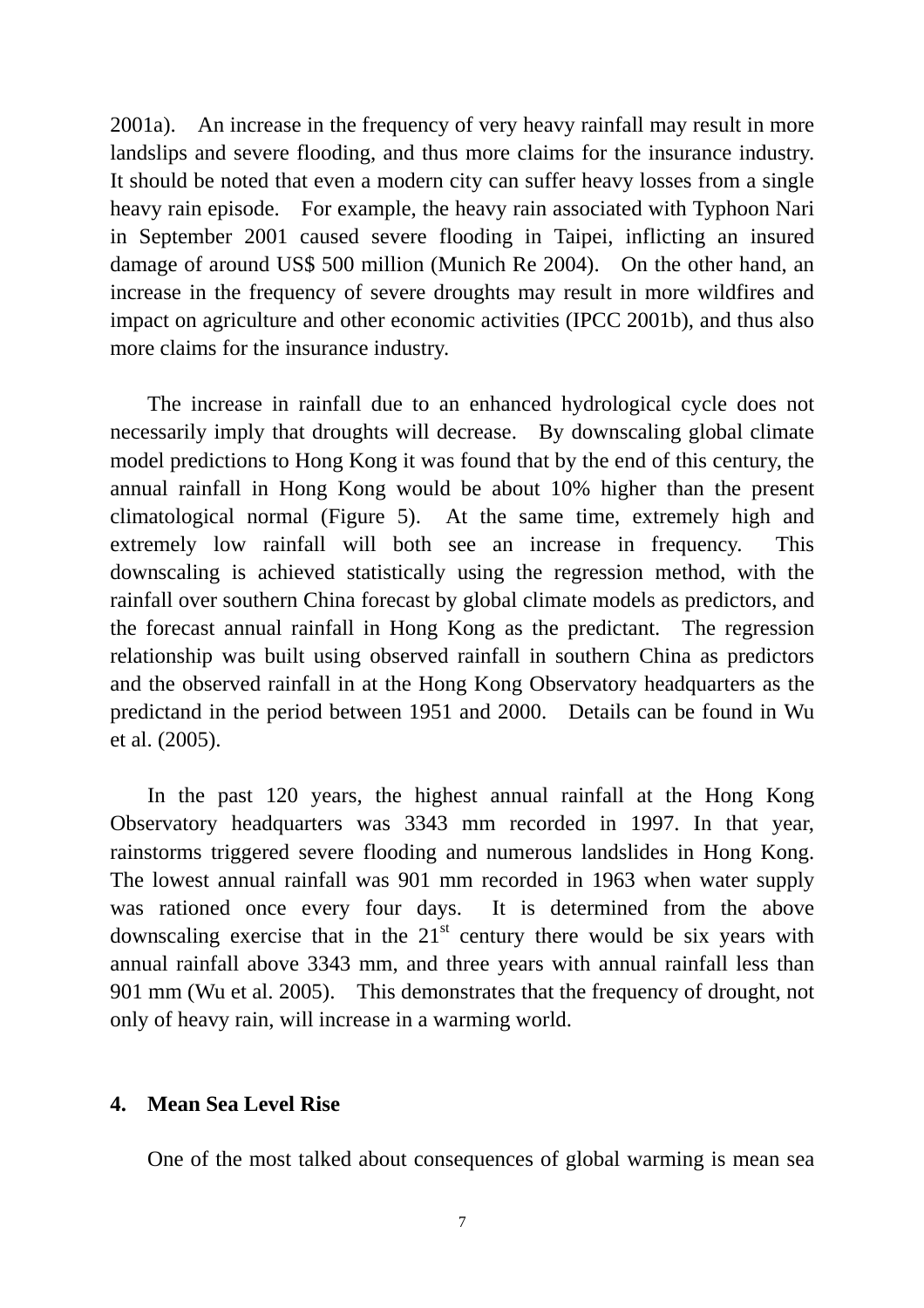2001a). An increase in the frequency of very heavy rainfall may result in more landslips and severe flooding, and thus more claims for the insurance industry. It should be noted that even a modern city can suffer heavy losses from a single heavy rain episode. For example, the heavy rain associated with Typhoon Nari in September 2001 caused severe flooding in Taipei, inflicting an insured damage of around US$ 500 million (Munich Re 2004). On the other hand, an increase in the frequency of severe droughts may result in more wildfires and impact on agriculture and other economic activities (IPCC 2001b), and thus also more claims for the insurance industry.

The increase in rainfall due to an enhanced hydrological cycle does not necessarily imply that droughts will decrease. By downscaling global climate model predictions to Hong Kong it was found that by the end of this century, the annual rainfall in Hong Kong would be about 10% higher than the present climatological normal (Figure 5). At the same time, extremely high and extremely low rainfall will both see an increase in frequency. This downscaling is achieved statistically using the regression method, with the rainfall over southern China forecast by global climate models as predictors, and the forecast annual rainfall in Hong Kong as the predictant. The regression relationship was built using observed rainfall in southern China as predictors and the observed rainfall in at the Hong Kong Observatory headquarters as the predictand in the period between 1951 and 2000. Details can be found in Wu et al. (2005).

In the past 120 years, the highest annual rainfall at the Hong Kong Observatory headquarters was 3343 mm recorded in 1997. In that year, rainstorms triggered severe flooding and numerous landslides in Hong Kong. The lowest annual rainfall was 901 mm recorded in 1963 when water supply was rationed once every four days. It is determined from the above downscaling exercise that in the 21st century there would be six years with annual rainfall above 3343 mm, and three years with annual rainfall less than 901 mm (Wu et al. 2005). This demonstrates that the frequency of drought, not only of heavy rain, will increase in a warming world.

## 4. Mean Sea Level Rise

One of the most talked about consequences of global warming is mean sea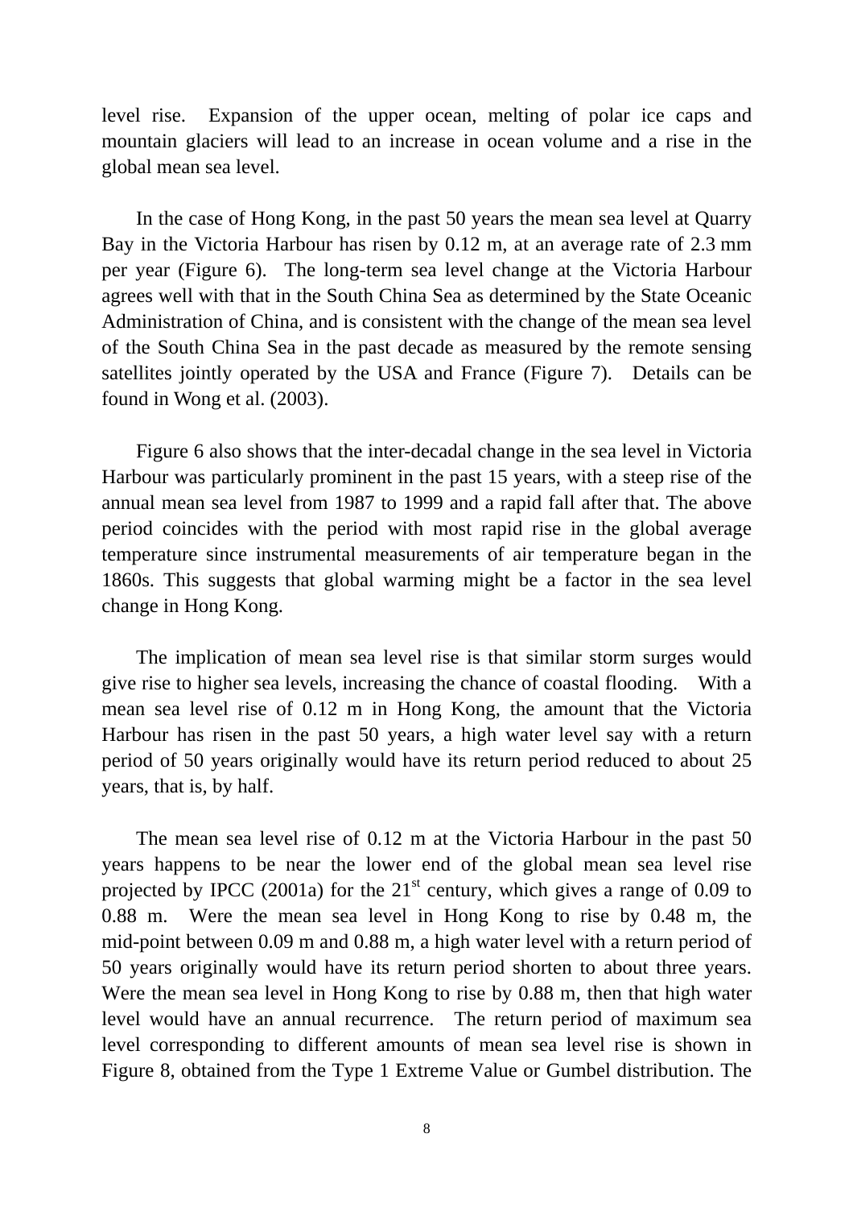level rise. Expansion of the upper ocean, melting of polar ice caps and mountain glaciers will lead to an increase in ocean volume and a rise in the global mean sea level.

In the case of Hong Kong, in the past 50 years the mean sea level at Quarry Bay in the Victoria Harbour has risen by 0.12 m, at an average rate of 2.3 mm per year (Figure 6). The long-term sea level change at the Victoria Harbour agrees well with that in the South China Sea as determined by the State Oceanic Administration of China, and is consistent with the change of the mean sea level of the South China Sea in the past decade as measured by the remote sensing satellites jointly operated by the USA and France (Figure 7). Details can be found in Wong et al. (2003).

Figure 6 also shows that the inter-decadal change in the sea level in Victoria Harbour was particularly prominent in the past 15 years, with a steep rise of the annual mean sea level from 1987 to 1999 and a rapid fall after that. The above period coincides with the period with most rapid rise in the global average temperature since instrumental measurements of air temperature began in the 1860s. This suggests that global warming might be a factor in the sea level change in Hong Kong.

The implication of mean sea level rise is that similar storm surges would give rise to higher sea levels, increasing the chance of coastal flooding. With a mean sea level rise of 0.12 m in Hong Kong, the amount that the Victoria Harbour has risen in the past 50 years, a high water level say with a return period of 50 years originally would have its return period reduced to about 25 years, that is, by half.

The mean sea level rise of 0.12 m at the Victoria Harbour in the past 50 years happens to be near the lower end of the global mean sea level rise projected by IPCC (2001a) for the 21st century, which gives a range of 0.09 to 0.88 m. Were the mean sea level in Hong Kong to rise by 0.48 m, the mid-point between 0.09 m and 0.88 m, a high water level with a return period of 50 years originally would have its return period shorten to about three years. Were the mean sea level in Hong Kong to rise by 0.88 m, then that high water level would have an annual recurrence. The return period of maximum sea level corresponding to different amounts of mean sea level rise is shown in Figure 8, obtained from the Type 1 Extreme Value or Gumbel distribution. The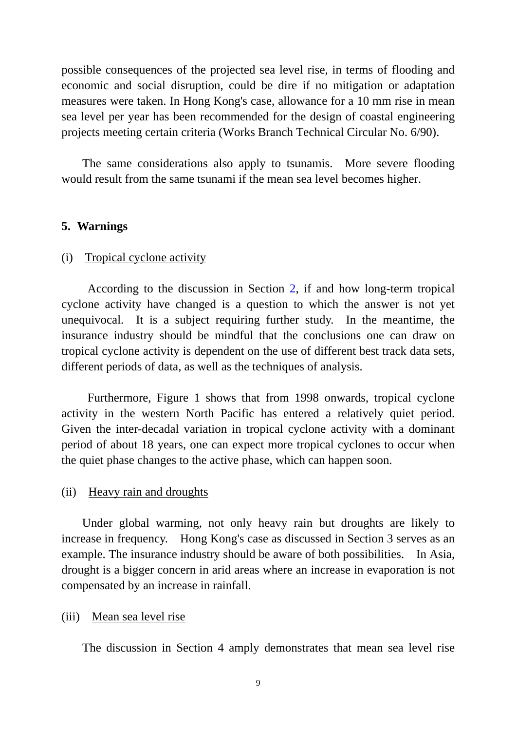possible consequences of the projected sea level rise, in terms of flooding and economic and social disruption, could be dire if no mitigation or adaptation measures were taken. In Hong Kong's case, allowance for a 10 mm rise in mean sea level per year has been recommended for the design of coastal engineering projects meeting certain criteria (Works Branch Technical Circular No. 6/90).

The same considerations also apply to tsunamis. More severe flooding would result from the same tsunami if the mean sea level becomes higher.

## 5. Warnings

(i) Tropical cyclone activity

According to the discussion in Section 2, if and how long-term tropical cyclone activity have changed is a question to which the answer is not yet unequivocal. It is a subject requiring further study. In the meantime, the insurance industry should be mindful that the conclusions one can draw on tropical cyclone activity is dependent on the use of different best track data sets, different periods of data, as well as the techniques of analysis.

Furthermore, Figure 1 shows that from 1998 onwards, tropical cyclone activity in the western North Pacific has entered a relatively quiet period. Given the inter-decadal variation in tropical cyclone activity with a dominant period of about 18 years, one can expect more tropical cyclones to occur when the quiet phase changes to the active phase, which can happen soon.

(ii) Heavy rain and droughts

Under global warming, not only heavy rain but droughts are likely to increase in frequency. Hong Kong's case as discussed in Section 3 serves as an example. The insurance industry should be aware of both possibilities. In Asia, drought is a bigger concern in arid areas where an increase in evaporation is not compensated by an increase in rainfall.

(iii) Mean sea level rise

The discussion in Section 4 amply demonstrates that mean sea level rise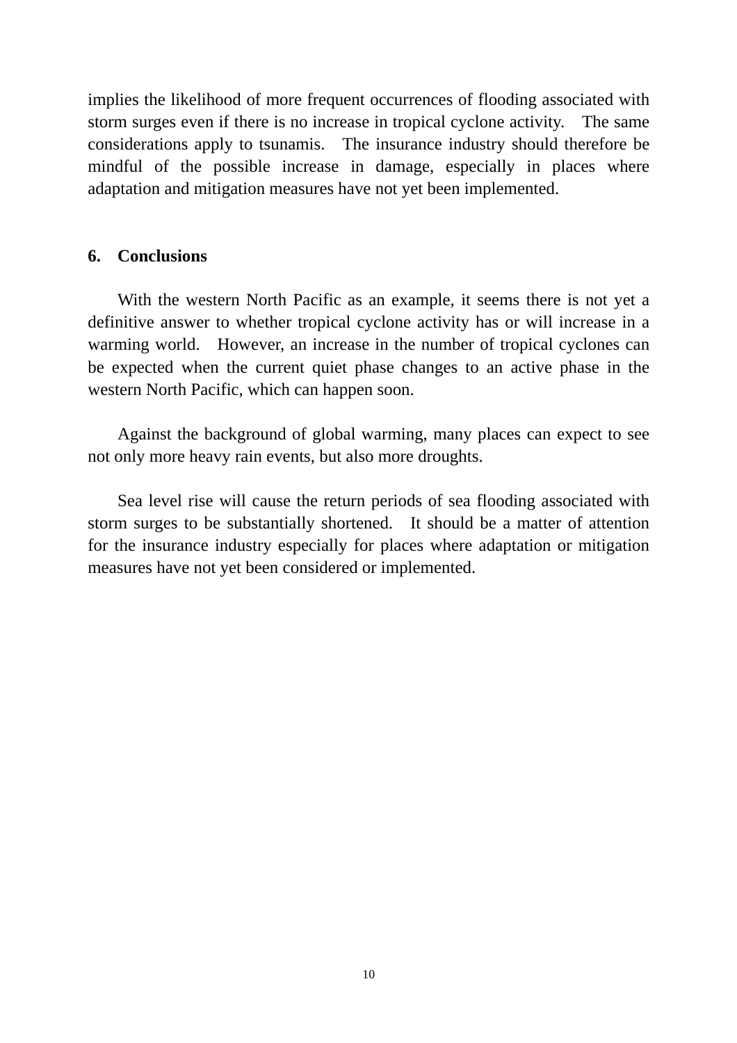implies the likelihood of more frequent occurrences of flooding associated with storm surges even if there is no increase in tropical cyclone activity. The same considerations apply to tsunamis. The insurance industry should therefore be mindful of the possible increase in damage, especially in places where adaptation and mitigation measures have not yet been implemented.

## 6. Conclusions

With the western North Pacific as an example, it seems there is not yet a definitive answer to whether tropical cyclone activity has or will increase in a warming world. However, an increase in the number of tropical cyclones can be expected when the current quiet phase changes to an active phase in the western North Pacific, which can happen soon.

Against the background of global warming, many places can expect to see not only more heavy rain events, but also more droughts.

Sea level rise will cause the return periods of sea flooding associated with storm surges to be substantially shortened. It should be a matter of attention for the insurance industry especially for places where adaptation or mitigation measures have not yet been considered or implemented.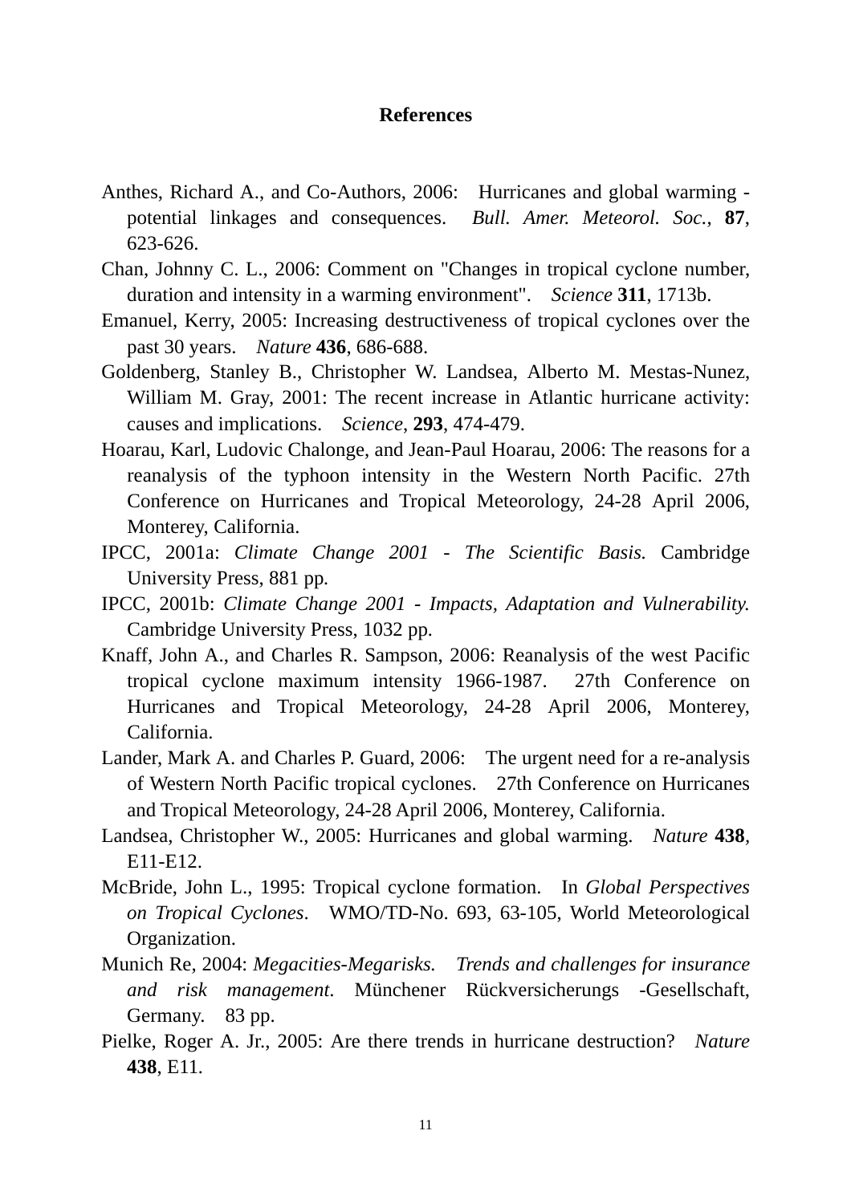# References

Anthes, Richard A., and Co-Authors, 2006: Hurricanes and global warming - potential linkages and consequences. *Bull. Amer. Meteorol. Soc.*, **87**, 623-626.

Chan, Johnny C. L., 2006: Comment on "Changes in tropical cyclone number, duration and intensity in a warming environment". *Science* **311**, 1713b.

Emanuel, Kerry, 2005: Increasing destructiveness of tropical cyclones over the past 30 years. *Nature* **436**, 686-688.

Goldenberg, Stanley B., Christopher W. Landsea, Alberto M. Mestas-Nunez, William M. Gray, 2001: The recent increase in Atlantic hurricane activity: causes and implications. *Science*, **293**, 474-479.

Hoarau, Karl, Ludovic Chalonge, and Jean-Paul Hoarau, 2006: The reasons for a reanalysis of the typhoon intensity in the Western North Pacific. 27th Conference on Hurricanes and Tropical Meteorology, 24-28 April 2006, Monterey, California.

IPCC, 2001a: *Climate Change 2001 - The Scientific Basis.* Cambridge University Press, 881 pp.

IPCC, 2001b: *Climate Change 2001 - Impacts, Adaptation and Vulnerability.* Cambridge University Press, 1032 pp.

Knaff, John A., and Charles R. Sampson, 2006: Reanalysis of the west Pacific tropical cyclone maximum intensity 1966-1987. 27th Conference on Hurricanes and Tropical Meteorology, 24-28 April 2006, Monterey, California.

Lander, Mark A. and Charles P. Guard, 2006: The urgent need for a re-analysis of Western North Pacific tropical cyclones. 27th Conference on Hurricanes and Tropical Meteorology, 24-28 April 2006, Monterey, California.

Landsea, Christopher W., 2005: Hurricanes and global warming. *Nature* **438**, E11-E12.

McBride, John L., 1995: Tropical cyclone formation. In *Global Perspectives on Tropical Cyclones*. WMO/TD-No. 693, 63-105, World Meteorological Organization.

Munich Re, 2004: *Megacities-Megarisks. Trends and challenges for insurance and risk management.* Münchener Rückversicherungs -Gesellschaft, Germany. 83 pp.

Pielke, Roger A. Jr., 2005: Are there trends in hurricane destruction? *Nature* **438**, E11.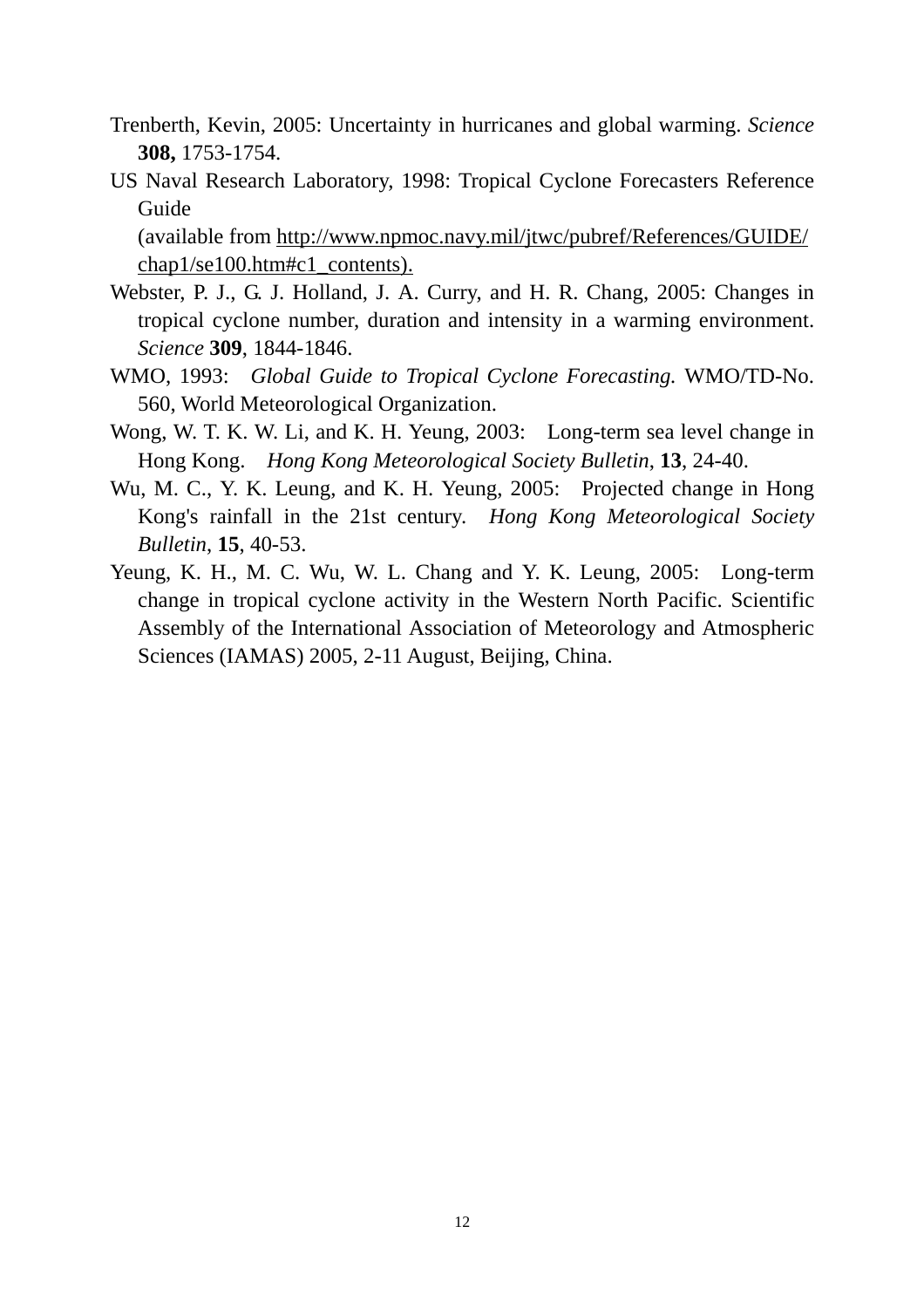Trenberth, Kevin, 2005: Uncertainty in hurricanes and global warming. *Science* **308,** 1753-1754.

US Naval Research Laboratory, 1998: Tropical Cyclone Forecasters Reference Guide
(available from http://www.npmoc.navy.mil/jtwc/pubref/References/GUIDE/chap1/se100.htm#c1_contents).

Webster, P. J., G. J. Holland, J. A. Curry, and H. R. Chang, 2005: Changes in tropical cyclone number, duration and intensity in a warming environment. *Science* **309**, 1844-1846.

WMO, 1993: *Global Guide to Tropical Cyclone Forecasting.* WMO/TD-No. 560, World Meteorological Organization.

Wong, W. T. K. W. Li, and K. H. Yeung, 2003: Long-term sea level change in Hong Kong. *Hong Kong Meteorological Society Bulletin*, **13**, 24-40.

Wu, M. C., Y. K. Leung, and K. H. Yeung, 2005: Projected change in Hong Kong's rainfall in the 21st century. *Hong Kong Meteorological Society Bulletin*, **15**, 40-53.

Yeung, K. H., M. C. Wu, W. L. Chang and Y. K. Leung, 2005: Long-term change in tropical cyclone activity in the Western North Pacific. Scientific Assembly of the International Association of Meteorology and Atmospheric Sciences (IAMAS) 2005, 2-11 August, Beijing, China.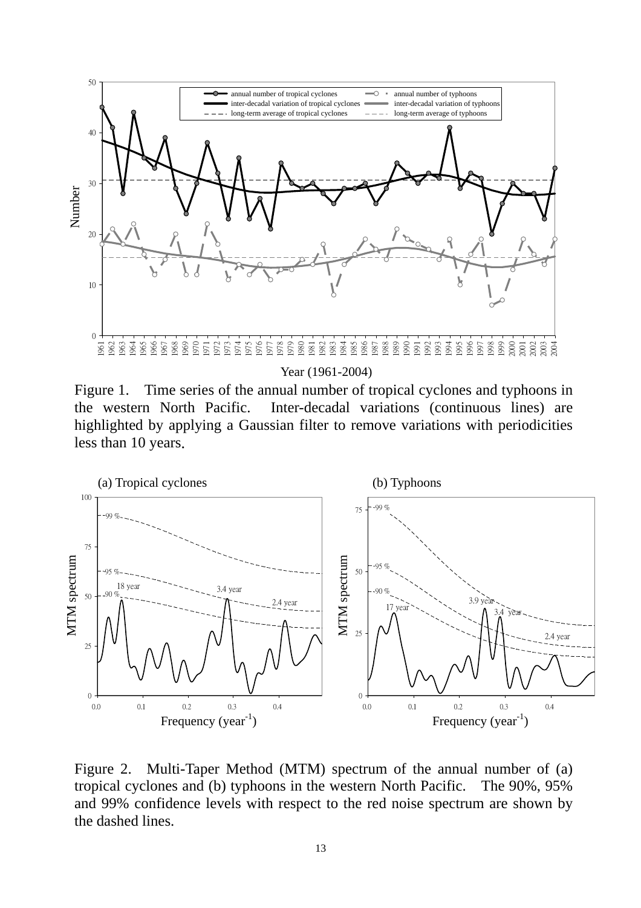Figure 1. Time series of the annual number of tropical cyclones and typhoons in the western North Pacific. Inter-decadal variations (continuous lines) are highlighted by applying a Gaussian filter to remove variations with periodicities less than 10 years.

Figure 2. Multi-Taper Method (MTM) spectrum of the annual number of (a) tropical cyclones and (b) typhoons in the western North Pacific. The 90%, 95% and 99% confidence levels with respect to the red noise spectrum are shown by the dashed lines.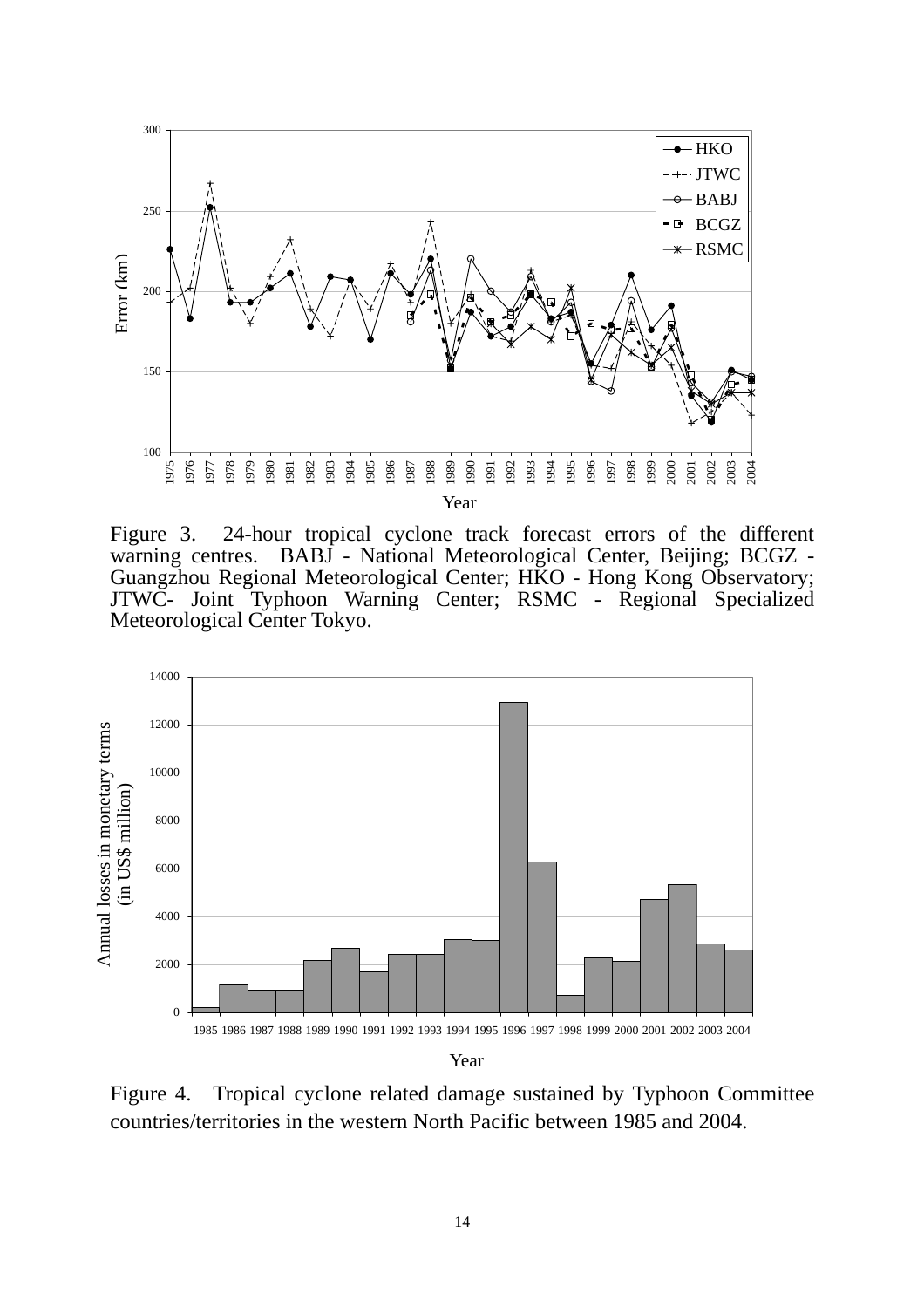Figure 3. 24-hour tropical cyclone track forecast errors of the different warning centres. BABJ - National Meteorological Center, Beijing; BCGZ - Guangzhou Regional Meteorological Center; HKO - Hong Kong Observatory; JTWC- Joint Typhoon Warning Center; RSMC - Regional Specialized Meteorological Center Tokyo.

Figure 4. Tropical cyclone related damage sustained by Typhoon Committee countries/territories in the western North Pacific between 1985 and 2004.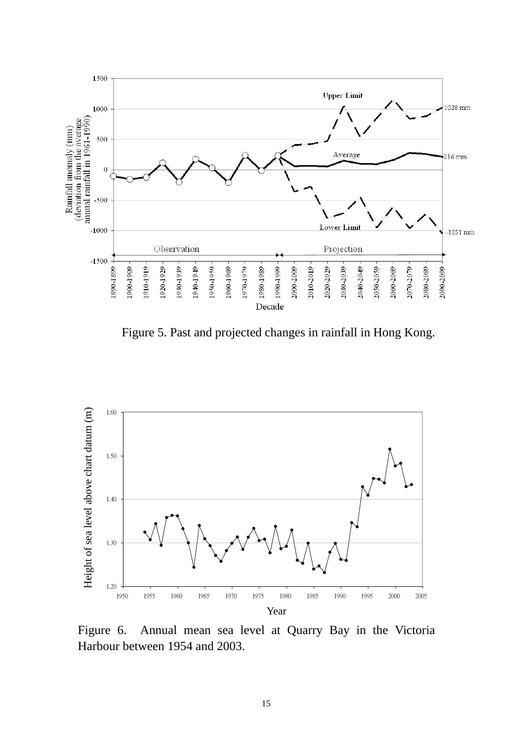Figure 5. Past and projected changes in rainfall in Hong Kong.

Figure 6. Annual mean sea level at Quarry Bay in the Victoria Harbour between 1954 and 2003.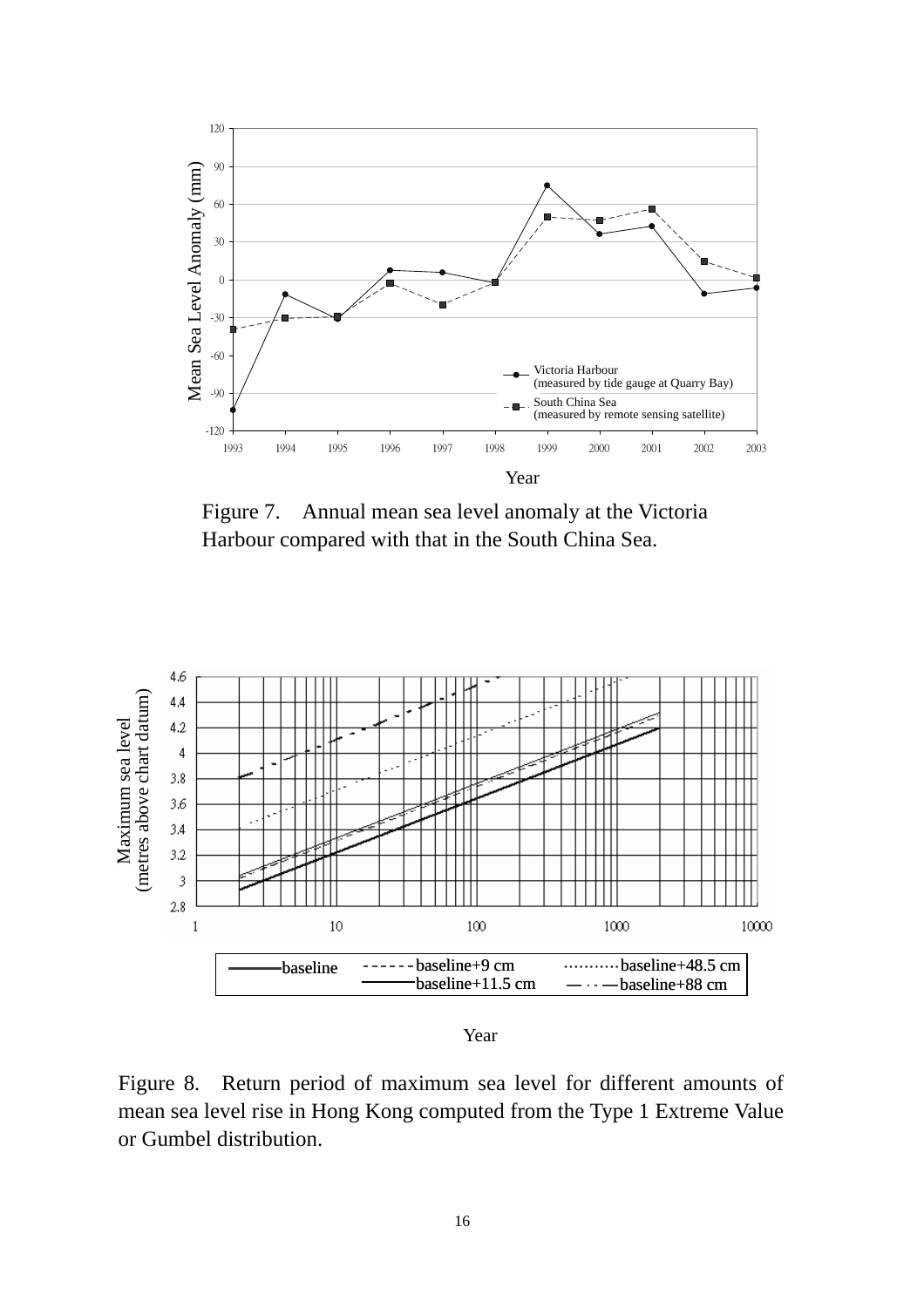120
90
60
30
0
-30
-60
-90
-120

Mean Sea Level Anomaly (mm)

1993 1994 1995 1996 1997 1998 1999 2000 2001 2002 2003

Year

Victoria Harbour
(measured by tide gauge at Quarry Bay)

South China Sea
(measured by remote sensing satellite)

Figure 7. Annual mean sea level anomaly at the Victoria Harbour compared with that in the South China Sea.

4.6
4.4
4.2
4
3.8
3.6
3.4
3.2
3
2.8

Maximum sea level
(metres above chart datum)

1 10 100 1000 10000

baseline
baseline+9 cm
baseline+11.5 cm
baseline+48.5 cm
baseline+88 cm

Year

Figure 8. Return period of maximum sea level for different amounts of mean sea level rise in Hong Kong computed from the Type 1 Extreme Value or Gumbel distribution.